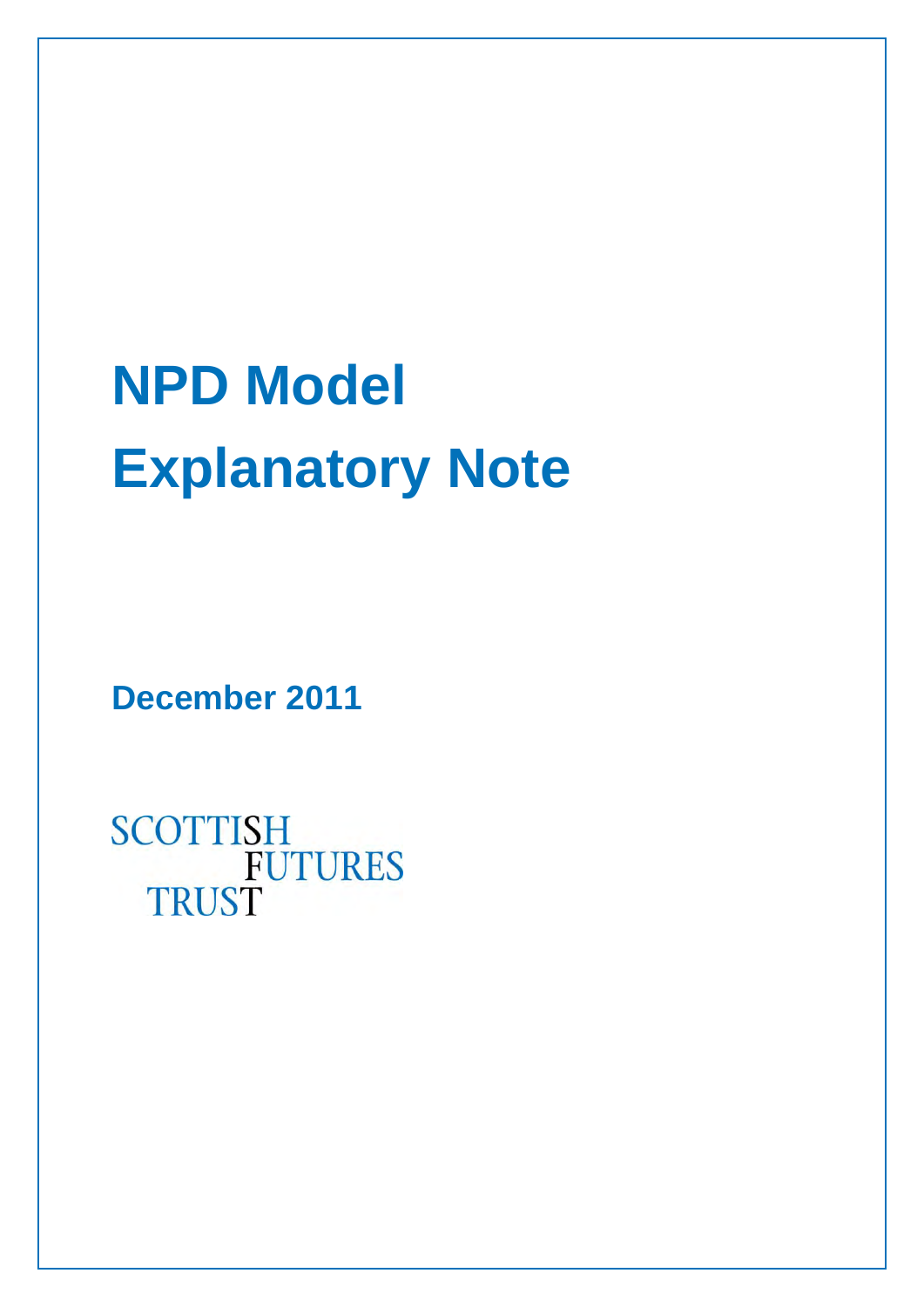# NPD Model Explanatory Note

**December 2011**

SCOTTISH FUTURES TRUST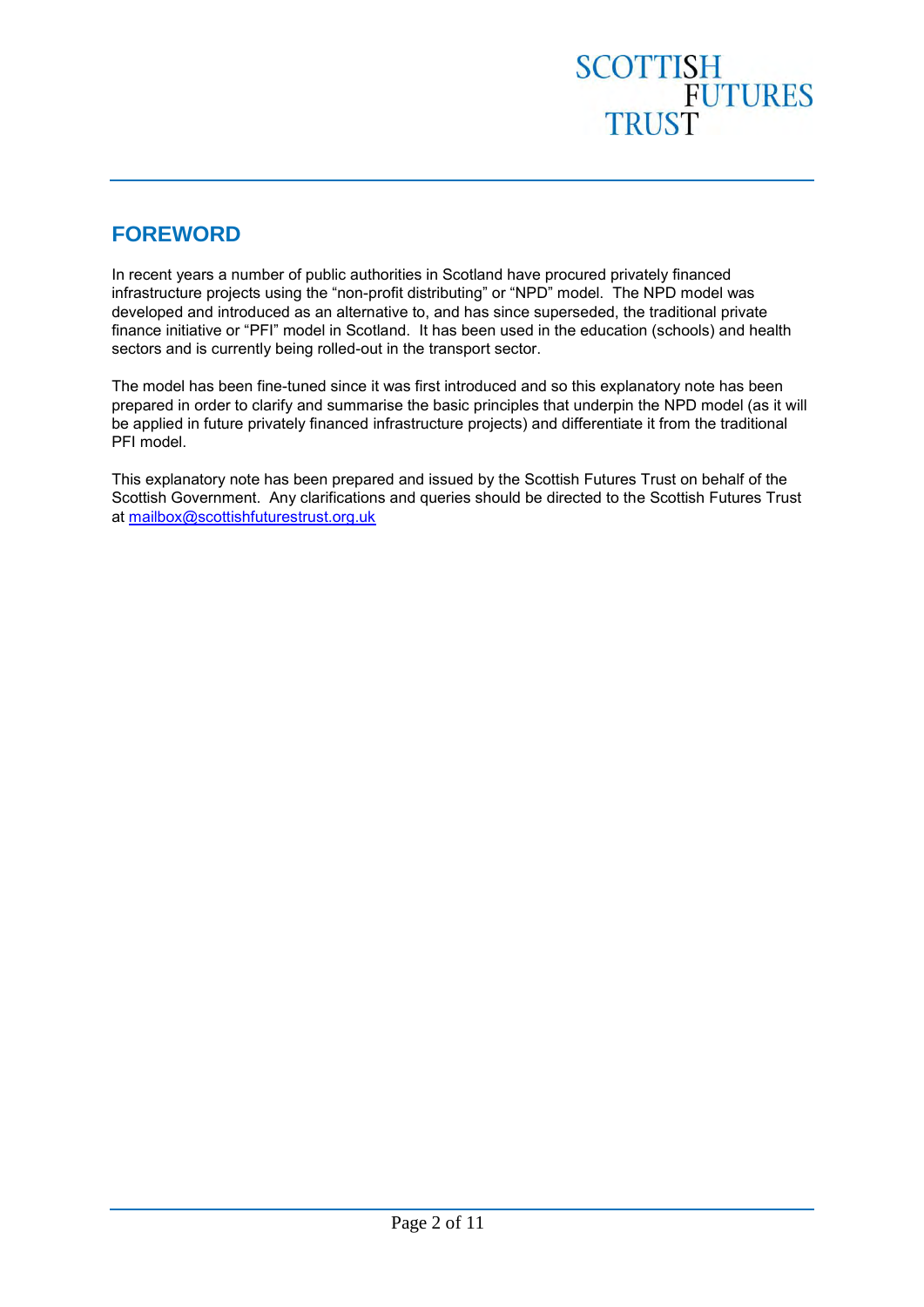## FOREWORD

In recent years a number of public authorities in Scotland have procured privately financed infrastructure projects using the "non-profit distributing" or "NPD" model. The NPD model was developed and introduced as an alternative to, and has since superseded, the traditional private finance initiative or "PFI" model in Scotland. It has been used in the education (schools) and health sectors and is currently being rolled-out in the transport sector.

The model has been fine-tuned since it was first introduced and so this explanatory note has been prepared in order to clarify and summarise the basic principles that underpin the NPD model (as it will be applied in future privately financed infrastructure projects) and differentiate it from the traditional PFI model.

This explanatory note has been prepared and issued by the Scottish Futures Trust on behalf of the Scottish Government. Any clarifications and queries should be directed to the Scottish Futures Trust at mailbox@scottishfuturestrust.org.uk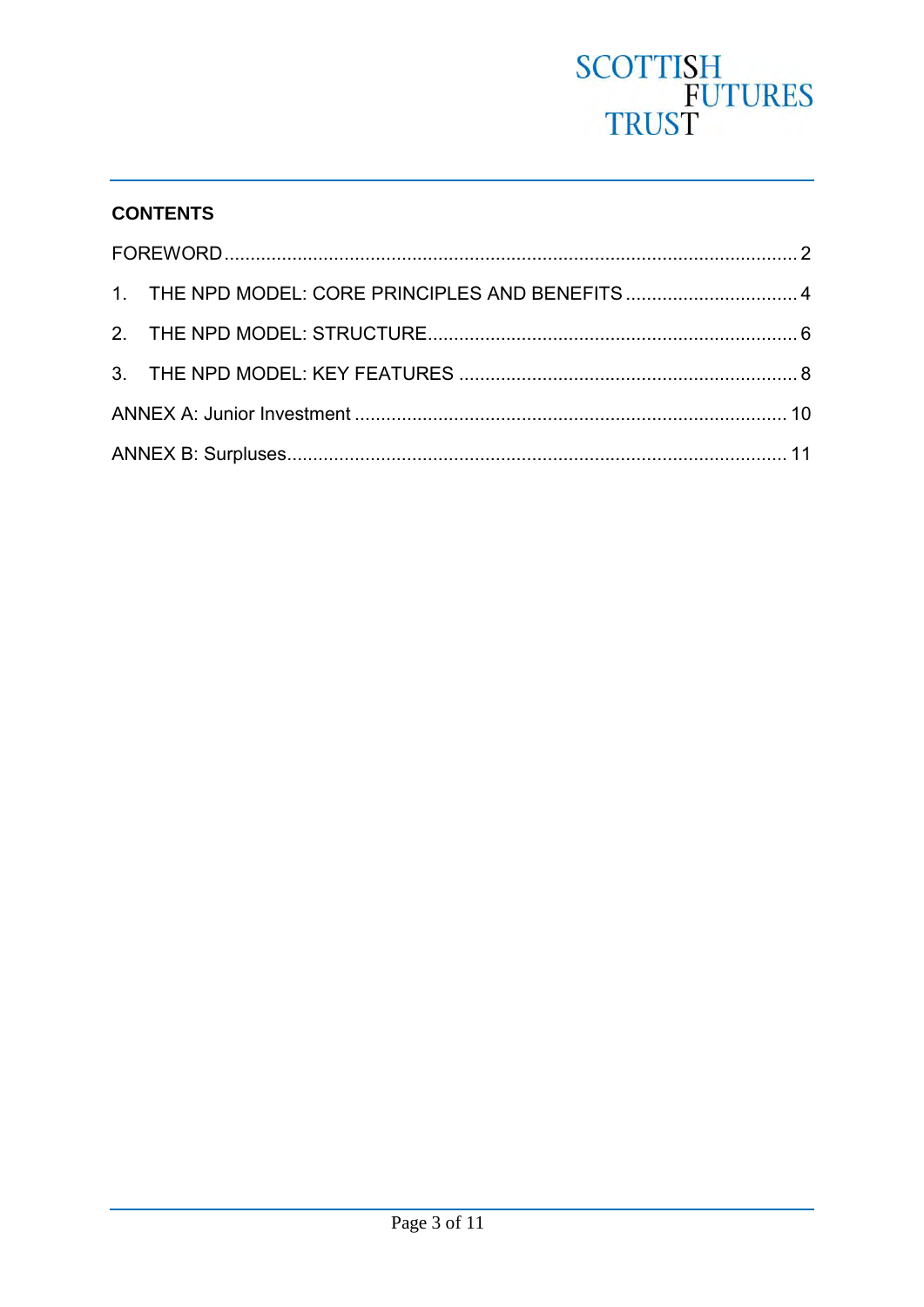## CONTENTS

FOREWORD .......... 2

1. THE NPD MODEL: CORE PRINCIPLES AND BENEFITS .......... 4

2. THE NPD MODEL: STRUCTURE .......... 6

3. THE NPD MODEL: KEY FEATURES .......... 8

ANNEX A: Junior Investment .......... 10

ANNEX B: Surpluses .......... 11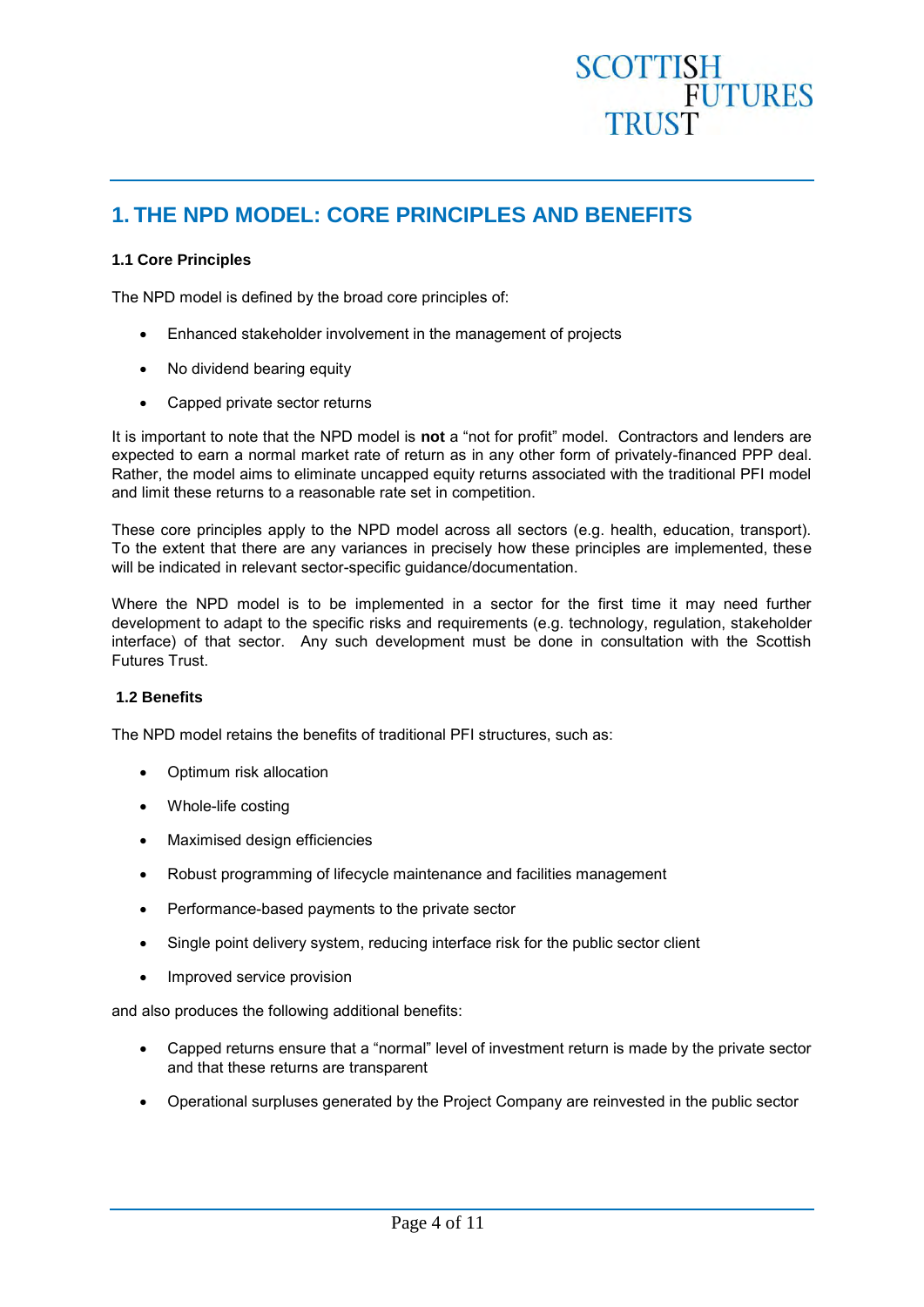# 1. THE NPD MODEL: CORE PRINCIPLES AND BENEFITS

### 1.1 Core Principles

The NPD model is defined by the broad core principles of:

- Enhanced stakeholder involvement in the management of projects
- No dividend bearing equity
- Capped private sector returns

It is important to note that the NPD model is **not** a "not for profit" model. Contractors and lenders are expected to earn a normal market rate of return as in any other form of privately-financed PPP deal. Rather, the model aims to eliminate uncapped equity returns associated with the traditional PFI model and limit these returns to a reasonable rate set in competition.

These core principles apply to the NPD model across all sectors (e.g. health, education, transport). To the extent that there are any variances in precisely how these principles are implemented, these will be indicated in relevant sector-specific guidance/documentation.

Where the NPD model is to be implemented in a sector for the first time it may need further development to adapt to the specific risks and requirements (e.g. technology, regulation, stakeholder interface) of that sector. Any such development must be done in consultation with the Scottish Futures Trust.

### 1.2 Benefits

The NPD model retains the benefits of traditional PFI structures, such as:

- Optimum risk allocation
- Whole-life costing
- Maximised design efficiencies
- Robust programming of lifecycle maintenance and facilities management
- Performance-based payments to the private sector
- Single point delivery system, reducing interface risk for the public sector client
- Improved service provision

and also produces the following additional benefits:

- Capped returns ensure that a "normal" level of investment return is made by the private sector and that these returns are transparent
- Operational surpluses generated by the Project Company are reinvested in the public sector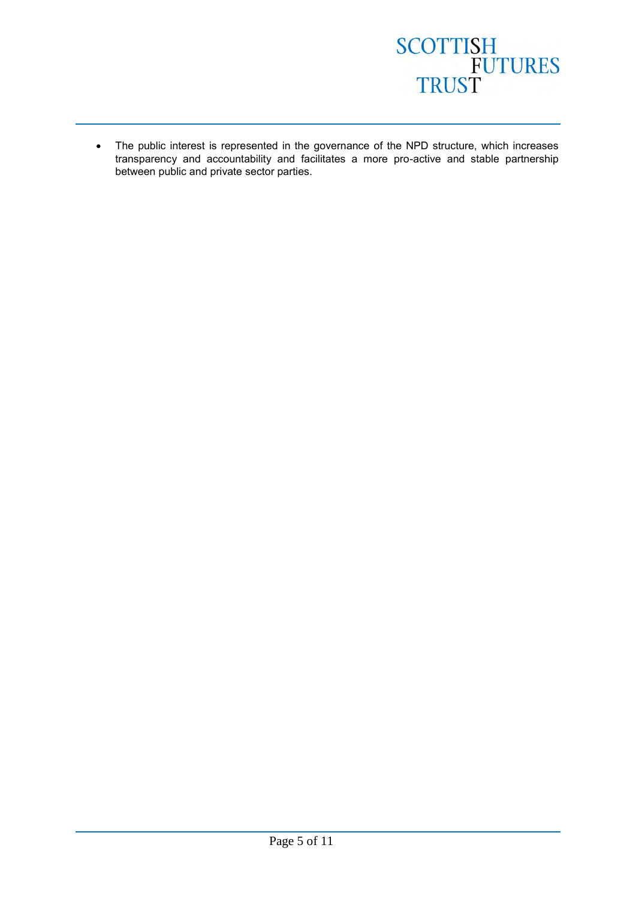- The public interest is represented in the governance of the NPD structure, which increases transparency and accountability and facilitates a more pro-active and stable partnership between public and private sector parties.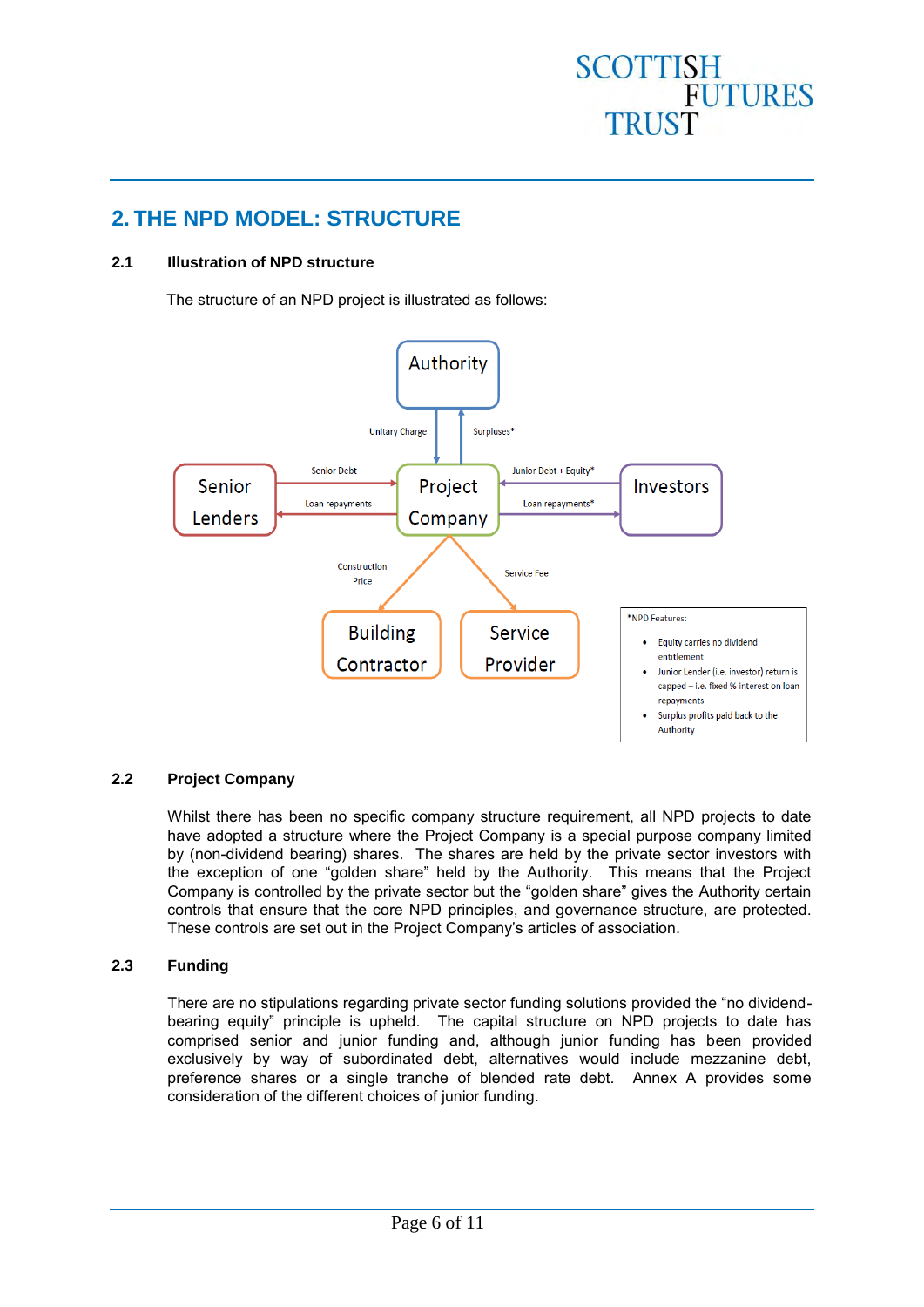# 2. THE NPD MODEL: STRUCTURE

## 2.1 Illustration of NPD structure

The structure of an NPD project is illustrated as follows:

Authority

Unitary Charge

Surpluses*

Senior Lenders

Senior Debt

Loan repayments

Project Company

Junior Debt + Equity*

Loan repayments*

Investors

Construction Price

Service Fee

Building Contractor

Service Provider

*NPD Features:

- Equity carries no dividend entitlement
- Junior Lender (i.e. investor) return is capped – i.e. fixed % interest on loan repayments
- Surplus profits paid back to the Authority

## 2.2 Project Company

Whilst there has been no specific company structure requirement, all NPD projects to date have adopted a structure where the Project Company is a special purpose company limited by (non-dividend bearing) shares. The shares are held by the private sector investors with the exception of one "golden share" held by the Authority. This means that the Project Company is controlled by the private sector but the "golden share" gives the Authority certain controls that ensure that the core NPD principles, and governance structure, are protected. These controls are set out in the Project Company's articles of association.

## 2.3 Funding

There are no stipulations regarding private sector funding solutions provided the "no dividend-bearing equity" principle is upheld. The capital structure on NPD projects to date has comprised senior and junior funding and, although junior funding has been provided exclusively by way of subordinated debt, alternatives would include mezzanine debt, preference shares or a single tranche of blended rate debt. Annex A provides some consideration of the different choices of junior funding.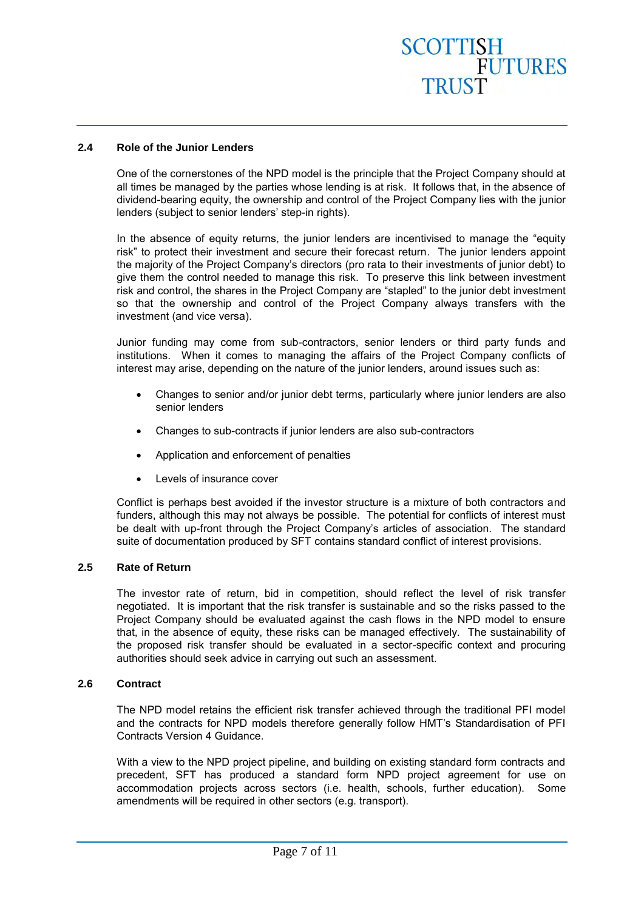### 2.4 Role of the Junior Lenders

One of the cornerstones of the NPD model is the principle that the Project Company should at all times be managed by the parties whose lending is at risk. It follows that, in the absence of dividend-bearing equity, the ownership and control of the Project Company lies with the junior lenders (subject to senior lenders' step-in rights).

In the absence of equity returns, the junior lenders are incentivised to manage the "equity risk" to protect their investment and secure their forecast return. The junior lenders appoint the majority of the Project Company's directors (pro rata to their investments of junior debt) to give them the control needed to manage this risk. To preserve this link between investment risk and control, the shares in the Project Company are "stapled" to the junior debt investment so that the ownership and control of the Project Company always transfers with the investment (and vice versa).

Junior funding may come from sub-contractors, senior lenders or third party funds and institutions. When it comes to managing the affairs of the Project Company conflicts of interest may arise, depending on the nature of the junior lenders, around issues such as:

- Changes to senior and/or junior debt terms, particularly where junior lenders are also senior lenders
- Changes to sub-contracts if junior lenders are also sub-contractors
- Application and enforcement of penalties
- Levels of insurance cover

Conflict is perhaps best avoided if the investor structure is a mixture of both contractors and funders, although this may not always be possible. The potential for conflicts of interest must be dealt with up-front through the Project Company's articles of association. The standard suite of documentation produced by SFT contains standard conflict of interest provisions.

### 2.5 Rate of Return

The investor rate of return, bid in competition, should reflect the level of risk transfer negotiated. It is important that the risk transfer is sustainable and so the risks passed to the Project Company should be evaluated against the cash flows in the NPD model to ensure that, in the absence of equity, these risks can be managed effectively. The sustainability of the proposed risk transfer should be evaluated in a sector-specific context and procuring authorities should seek advice in carrying out such an assessment.

### 2.6 Contract

The NPD model retains the efficient risk transfer achieved through the traditional PFI model and the contracts for NPD models therefore generally follow HMT's Standardisation of PFI Contracts Version 4 Guidance.

With a view to the NPD project pipeline, and building on existing standard form contracts and precedent, SFT has produced a standard form NPD project agreement for use on accommodation projects across sectors (i.e. health, schools, further education). Some amendments will be required in other sectors (e.g. transport).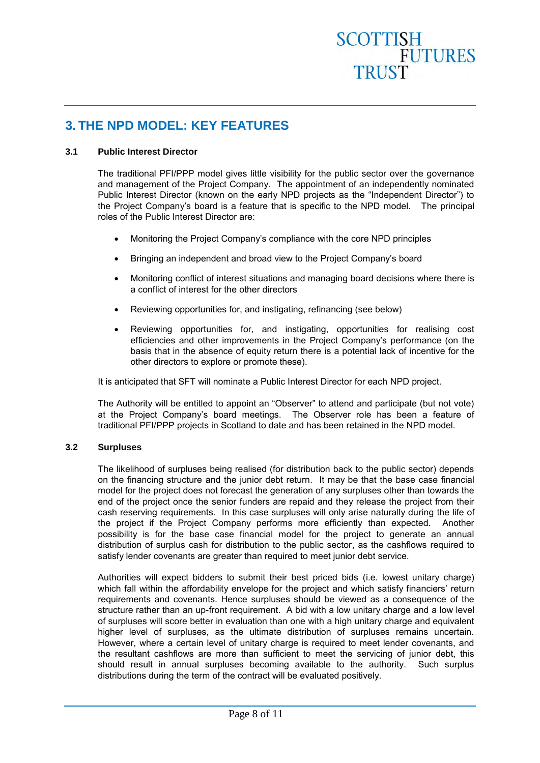# 3. THE NPD MODEL: KEY FEATURES

### 3.1 Public Interest Director

The traditional PFI/PPP model gives little visibility for the public sector over the governance and management of the Project Company. The appointment of an independently nominated Public Interest Director (known on the early NPD projects as the "Independent Director") to the Project Company's board is a feature that is specific to the NPD model. The principal roles of the Public Interest Director are:

- Monitoring the Project Company's compliance with the core NPD principles
- Bringing an independent and broad view to the Project Company's board
- Monitoring conflict of interest situations and managing board decisions where there is a conflict of interest for the other directors
- Reviewing opportunities for, and instigating, refinancing (see below)
- Reviewing opportunities for, and instigating, opportunities for realising cost efficiencies and other improvements in the Project Company's performance (on the basis that in the absence of equity return there is a potential lack of incentive for the other directors to explore or promote these).

It is anticipated that SFT will nominate a Public Interest Director for each NPD project.

The Authority will be entitled to appoint an "Observer" to attend and participate (but not vote) at the Project Company's board meetings. The Observer role has been a feature of traditional PFI/PPP projects in Scotland to date and has been retained in the NPD model.

### 3.2 Surpluses

The likelihood of surpluses being realised (for distribution back to the public sector) depends on the financing structure and the junior debt return. It may be that the base case financial model for the project does not forecast the generation of any surpluses other than towards the end of the project once the senior funders are repaid and they release the project from their cash reserving requirements. In this case surpluses will only arise naturally during the life of the project if the Project Company performs more efficiently than expected. Another possibility is for the base case financial model for the project to generate an annual distribution of surplus cash for distribution to the public sector, as the cashflows required to satisfy lender covenants are greater than required to meet junior debt service.

Authorities will expect bidders to submit their best priced bids (i.e. lowest unitary charge) which fall within the affordability envelope for the project and which satisfy financiers' return requirements and covenants. Hence surpluses should be viewed as a consequence of the structure rather than an up-front requirement. A bid with a low unitary charge and a low level of surpluses will score better in evaluation than one with a high unitary charge and equivalent higher level of surpluses, as the ultimate distribution of surpluses remains uncertain. However, where a certain level of unitary charge is required to meet lender covenants, and the resultant cashflows are more than sufficient to meet the servicing of junior debt, this should result in annual surpluses becoming available to the authority. Such surplus distributions during the term of the contract will be evaluated positively.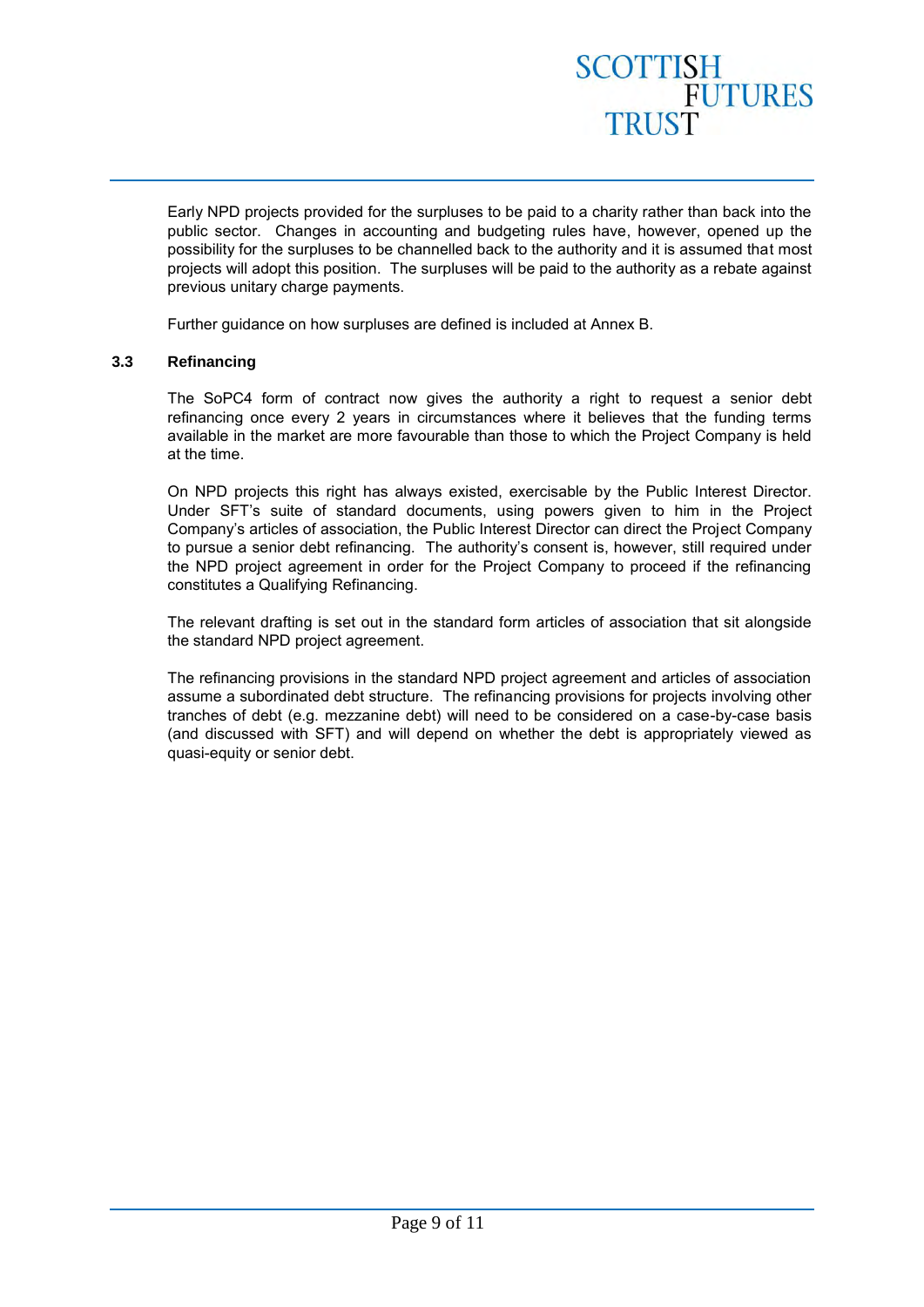Early NPD projects provided for the surpluses to be paid to a charity rather than back into the public sector. Changes in accounting and budgeting rules have, however, opened up the possibility for the surpluses to be channelled back to the authority and it is assumed that most projects will adopt this position. The surpluses will be paid to the authority as a rebate against previous unitary charge payments.

Further guidance on how surpluses are defined is included at Annex B.

### 3.3 Refinancing

The SoPC4 form of contract now gives the authority a right to request a senior debt refinancing once every 2 years in circumstances where it believes that the funding terms available in the market are more favourable than those to which the Project Company is held at the time.

On NPD projects this right has always existed, exercisable by the Public Interest Director. Under SFT's suite of standard documents, using powers given to him in the Project Company's articles of association, the Public Interest Director can direct the Project Company to pursue a senior debt refinancing. The authority's consent is, however, still required under the NPD project agreement in order for the Project Company to proceed if the refinancing constitutes a Qualifying Refinancing.

The relevant drafting is set out in the standard form articles of association that sit alongside the standard NPD project agreement.

The refinancing provisions in the standard NPD project agreement and articles of association assume a subordinated debt structure. The refinancing provisions for projects involving other tranches of debt (e.g. mezzanine debt) will need to be considered on a case-by-case basis (and discussed with SFT) and will depend on whether the debt is appropriately viewed as quasi-equity or senior debt.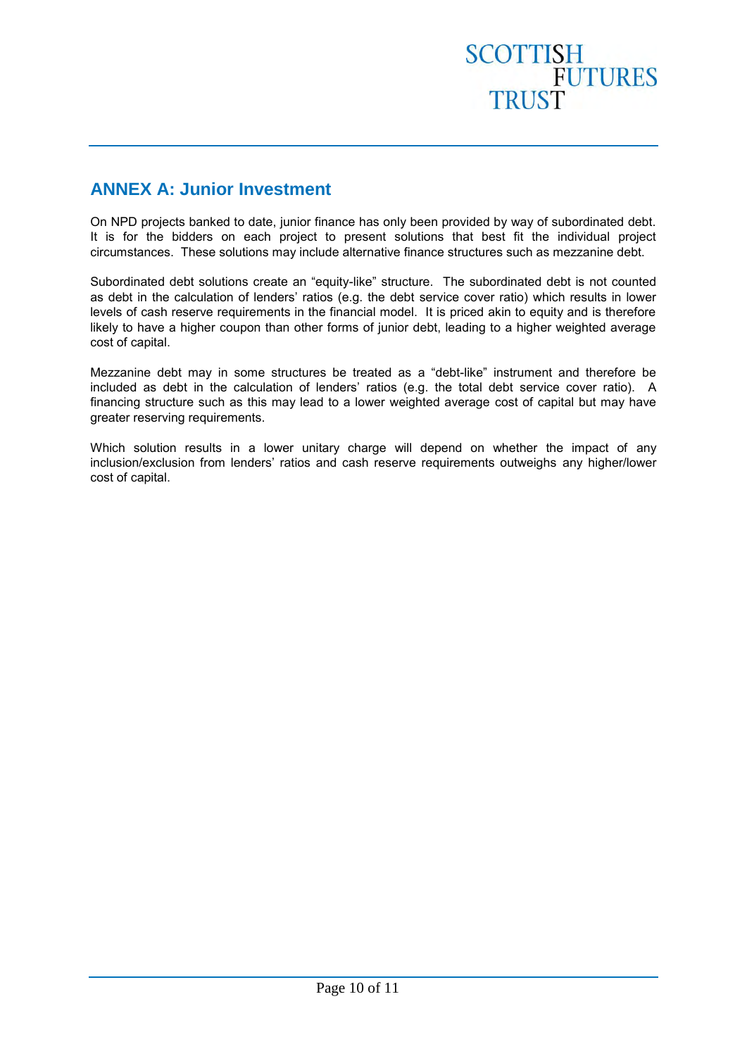## ANNEX A: Junior Investment

On NPD projects banked to date, junior finance has only been provided by way of subordinated debt. It is for the bidders on each project to present solutions that best fit the individual project circumstances. These solutions may include alternative finance structures such as mezzanine debt.

Subordinated debt solutions create an "equity-like" structure. The subordinated debt is not counted as debt in the calculation of lenders' ratios (e.g. the debt service cover ratio) which results in lower levels of cash reserve requirements in the financial model. It is priced akin to equity and is therefore likely to have a higher coupon than other forms of junior debt, leading to a higher weighted average cost of capital.

Mezzanine debt may in some structures be treated as a "debt-like" instrument and therefore be included as debt in the calculation of lenders' ratios (e.g. the total debt service cover ratio). A financing structure such as this may lead to a lower weighted average cost of capital but may have greater reserving requirements.

Which solution results in a lower unitary charge will depend on whether the impact of any inclusion/exclusion from lenders' ratios and cash reserve requirements outweighs any higher/lower cost of capital.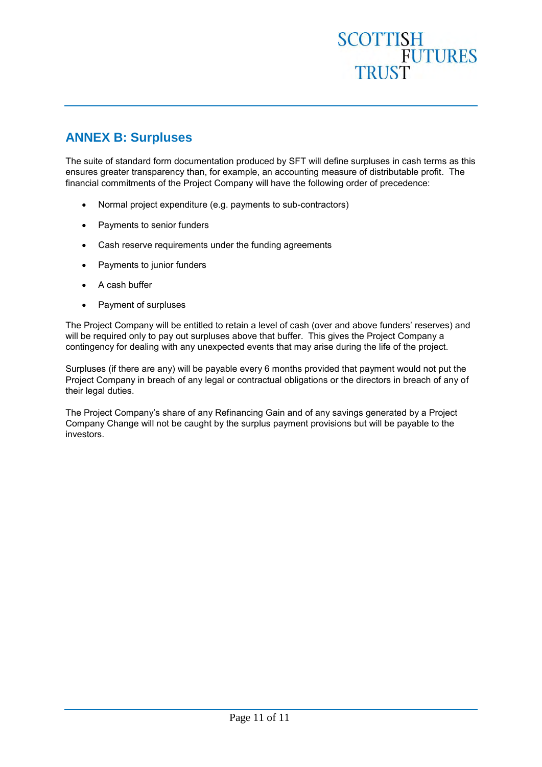## ANNEX B: Surpluses

The suite of standard form documentation produced by SFT will define surpluses in cash terms as this ensures greater transparency than, for example, an accounting measure of distributable profit. The financial commitments of the Project Company will have the following order of precedence:

- Normal project expenditure (e.g. payments to sub-contractors)
- Payments to senior funders
- Cash reserve requirements under the funding agreements
- Payments to junior funders
- A cash buffer
- Payment of surpluses

The Project Company will be entitled to retain a level of cash (over and above funders' reserves) and will be required only to pay out surpluses above that buffer. This gives the Project Company a contingency for dealing with any unexpected events that may arise during the life of the project.

Surpluses (if there are any) will be payable every 6 months provided that payment would not put the Project Company in breach of any legal or contractual obligations or the directors in breach of any of their legal duties.

The Project Company's share of any Refinancing Gain and of any savings generated by a Project Company Change will not be caught by the surplus payment provisions but will be payable to the investors.